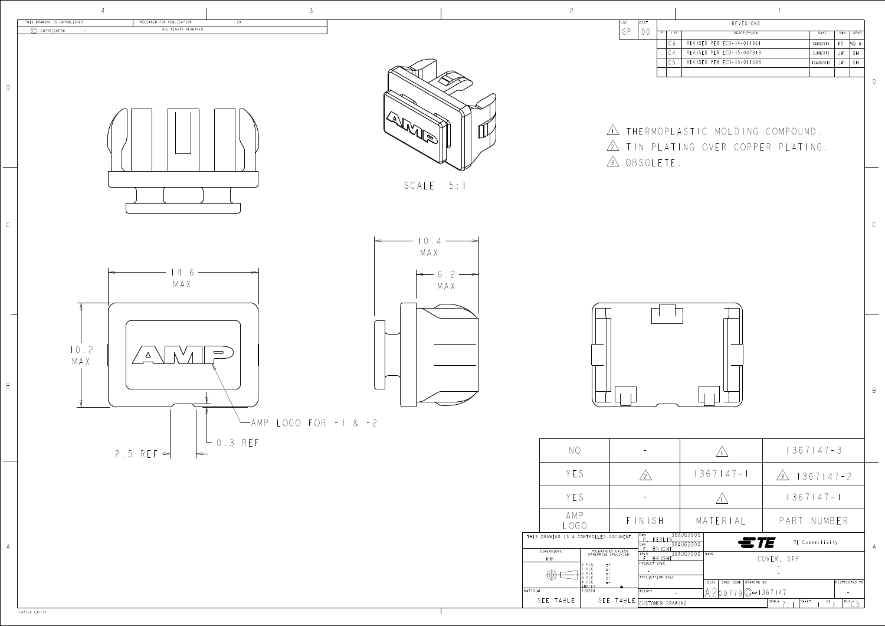THIS DRAWING IS UNPUBLISHED. | RELEASED FOR PUBLICATION 20

© COPYRIGHT 20 - ALL RIGHTS RESERVED.

LOC GP | DIST 00

| P | LTR | DESCRIPTION | DATE | DWN | APVD |
|---|---|---|---|---|---|
| | C3 | REVISED PER ECO-14-011961 | 5AUG2014 | KS | MQ.W |
| | C4 | REVISED PER ECO-15-007319 | 3JUN2015 | JW | SH |
| | C5 | REVISED PER ECO-15-011593 | 10AUG2015 | JW | SH |

1. THERMOPLASTIC MOLDING COMPOUND.
2. TIN PLATING OVER COPPER PLATING.
3. OBSOLETE.

SCALE 5:1

14.6 MAX

10.2 MAX

10.4 MAX

6.2 MAX

AMP LOGO FOR -1 & -2

2.5 REF

0.3 REF

| AMP LOGO | FINISH | MATERIAL | PART NUMBER |
|---|---|---|---|
| NO | - | 1 | 1367147-3 |
| YES | 2 | 1367147-1 | 3 1367147-2 |
| YES | - | 1 | 1367147-1 |

THIS DRAWING IS A CONTROLLED DOCUMENT.

DIMENSIONS: mm

TOLERANCES UNLESS OTHERWISE SPECIFIED: 0 PLC ±- ; 1 PLC ±- ; 2 PLC ±- ; 3 PLC ±- ; 4 PLC ±- ; ANGLES ±-

MATERIAL: SEE TABLE | FINISH: SEE TABLE

DWN P. MERLIN 30AUG2000
CHK F. BRIGHT 30AUG2000
APVD F. BRIGHT 30AUG2000
PRODUCT SPEC -
APPLICATION SPEC -
WEIGHT -
CUSTOMER DRAWING

TE Connectivity

NAME: COVER, SFP

SIZE A2 | CAGE CODE 00779 | DRAWING NO C-1367147 | RESTRICTED TO -

SCALE 7:1 | SHEET 1 OF 1 | REV C5

4721-9 (3/11)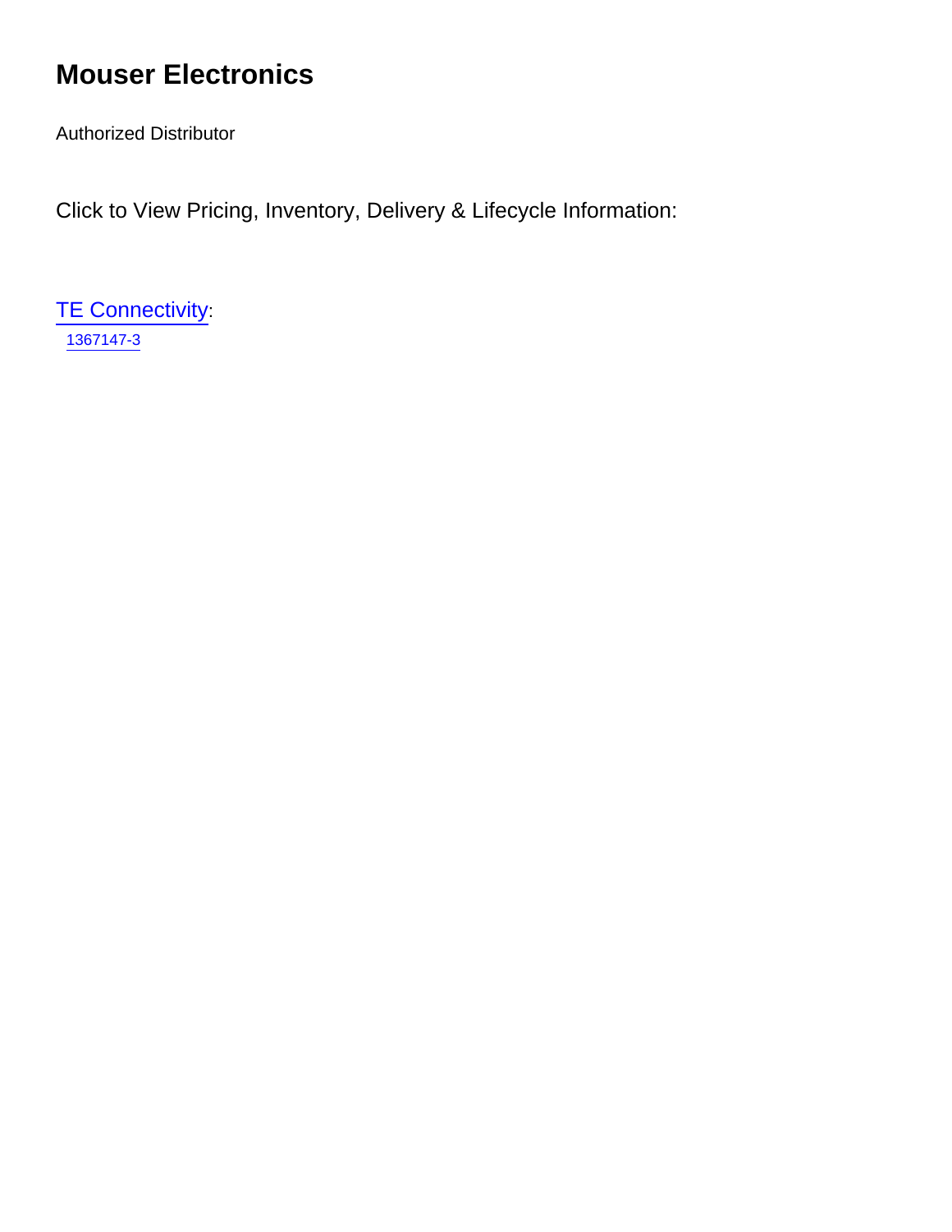# Mouser Electronics

Authorized Distributor

Click to View Pricing, Inventory, Delivery & Lifecycle Information:

TE Connectivity:

1367147-3